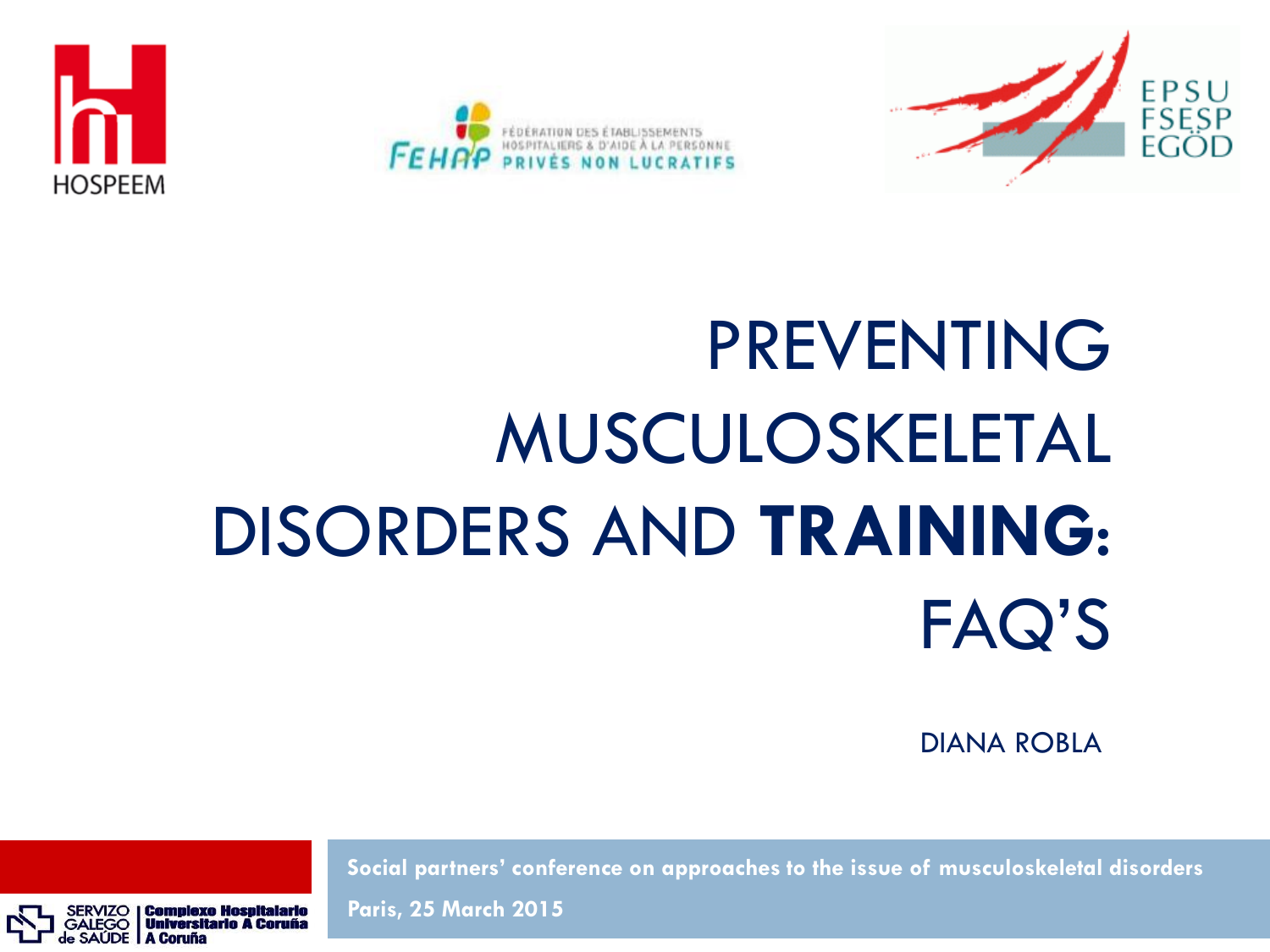HOSPEEM

FÉDÉRATION DES ÉTABLISSEMENTS HOSPITALIERS & D'AIDE À LA PERSONNE PRIVÉS NON LUCRATIFS

FEHAP

EPSU FSESP EGÖD

# PREVENTING MUSCULOSKELETAL DISORDERS AND **TRAINING**: FAQ'S

DIANA ROBLA

SERVIZO GALEGO de SAÚDE | Complexo Hospitalario Universitario A Coruña A Coruña

**Social partners' conference on approaches to the issue of musculoskeletal disorders**

**Paris, 25 March 2015**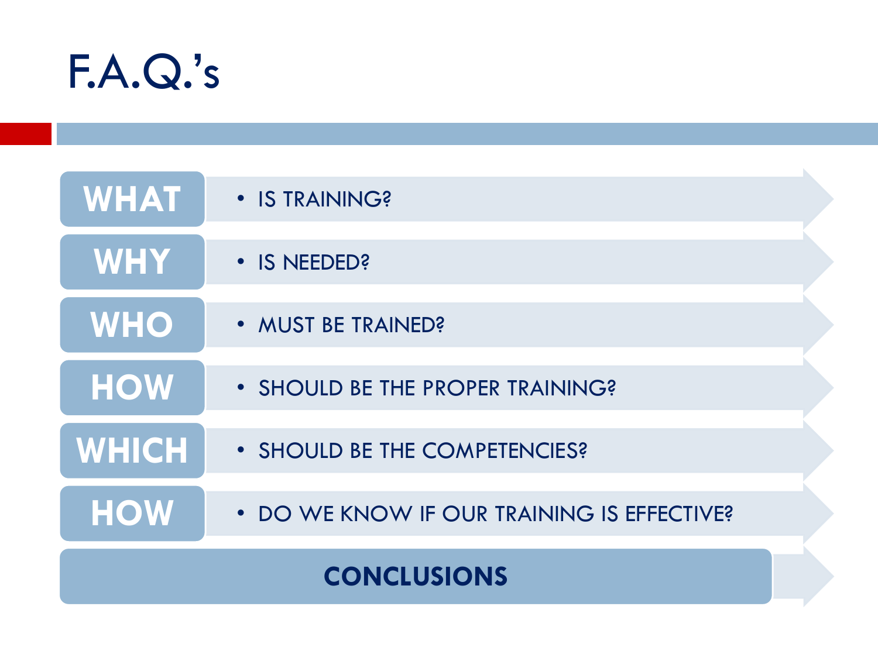# F.A.Q.'s

- **WHAT**
  - IS TRAINING?
- **WHY**
  - IS NEEDED?
- **WHO**
  - MUST BE TRAINED?
- **HOW**
  - SHOULD BE THE PROPER TRAINING?
- **WHICH**
  - SHOULD BE THE COMPETENCIES?
- **HOW**
  - DO WE KNOW IF OUR TRAINING IS EFFECTIVE?

**CONCLUSIONS**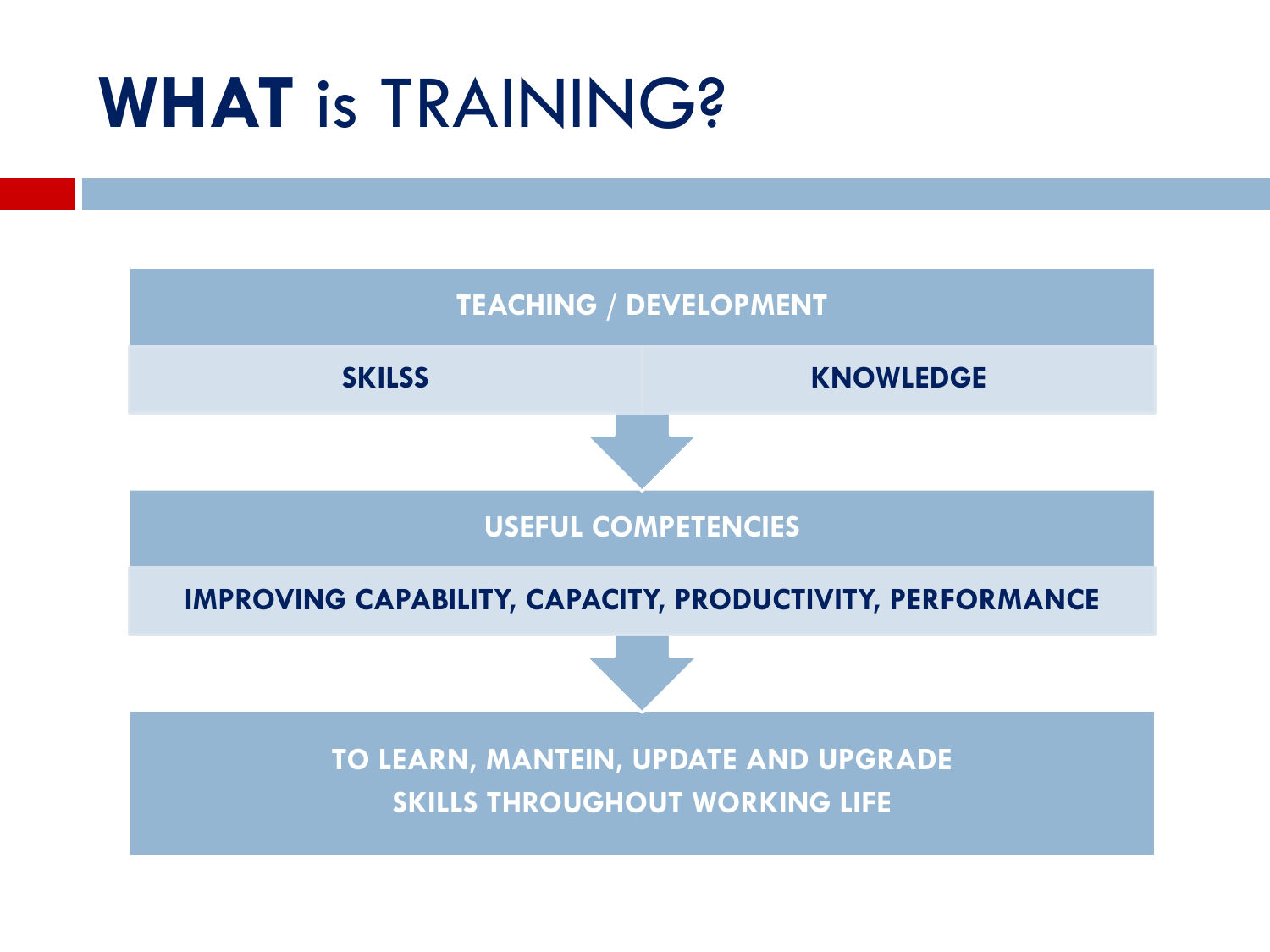# **WHAT** is TRAINING?

**TEACHING / DEVELOPMENT**

| **SKILSS** | **KNOWLEDGE** |
| --- | --- |

↓

**USEFUL COMPETENCIES**

**IMPROVING CAPABILITY, CAPACITY, PRODUCTIVITY, PERFORMANCE**

↓

**TO LEARN, MANTEIN, UPDATE AND UPGRADE SKILLS THROUGHOUT WORKING LIFE**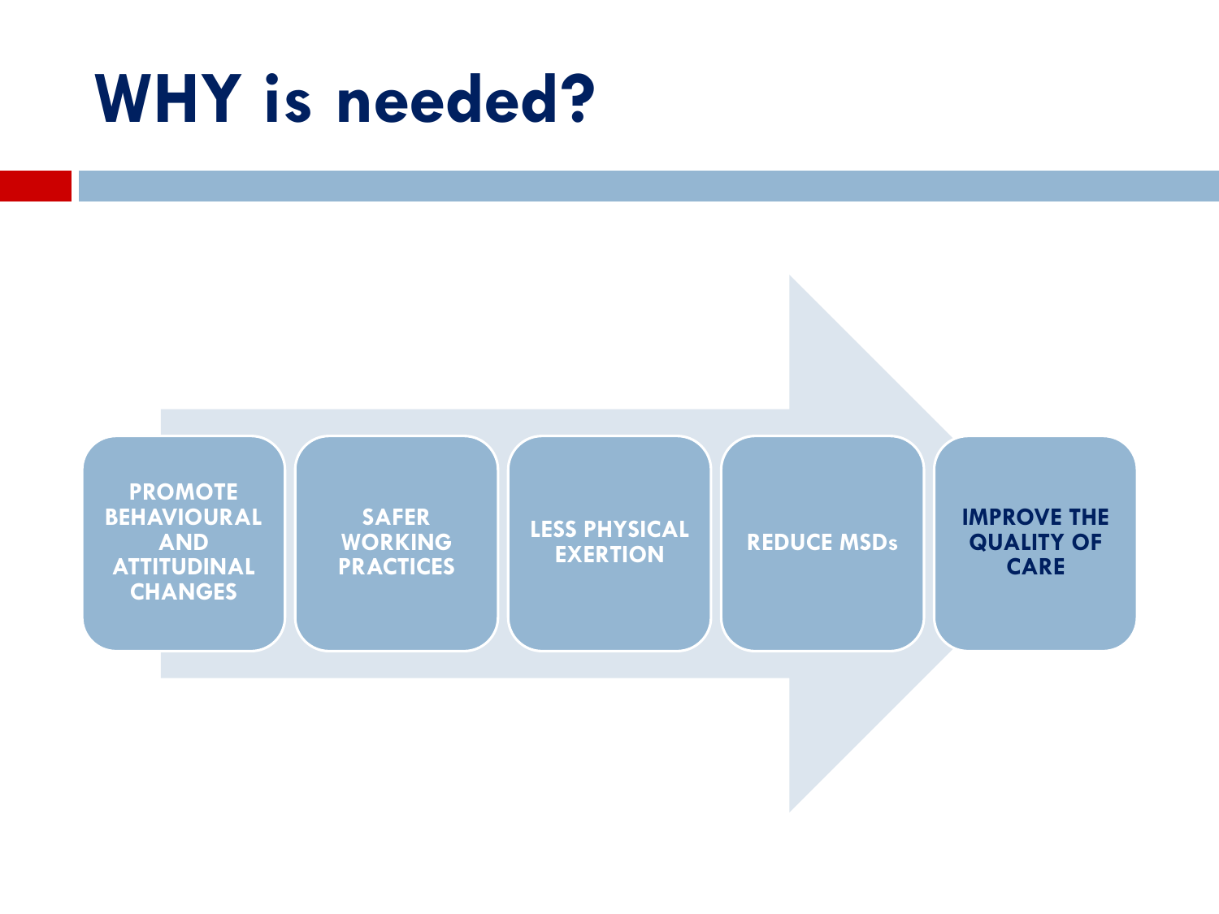# WHY is needed?

- PROMOTE BEHAVIOURAL AND ATTITUDINAL CHANGES
- SAFER WORKING PRACTICES
- LESS PHYSICAL EXERTION
- REDUCE MSDs
- IMPROVE THE QUALITY OF CARE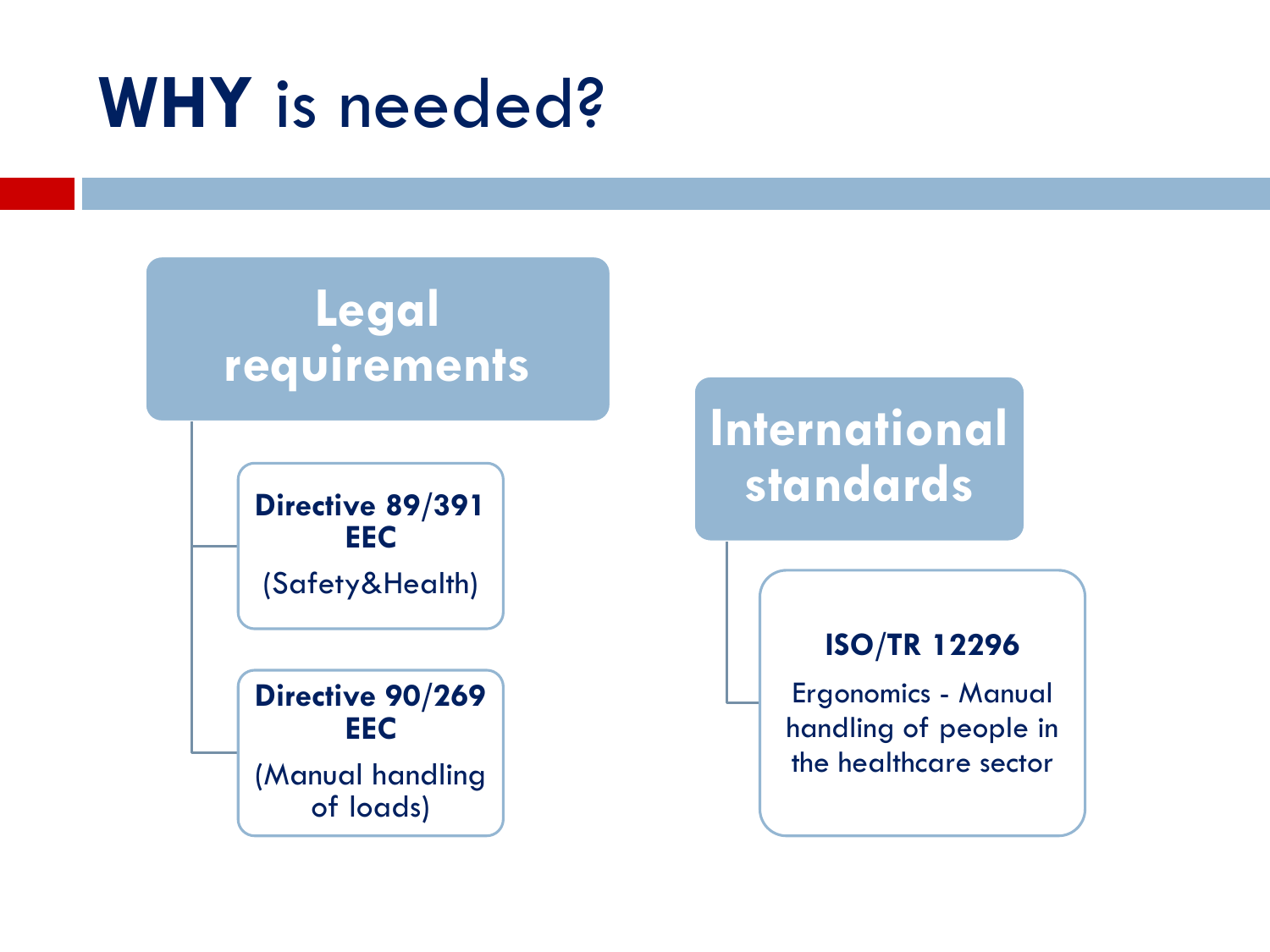# **WHY** is needed?

## Legal requirements

- **Directive 89/391 EEC**
  (Safety&Health)
- **Directive 90/269 EEC**
  (Manual handling of loads)

## International standards

- **ISO/TR 12296**
  Ergonomics - Manual handling of people in the healthcare sector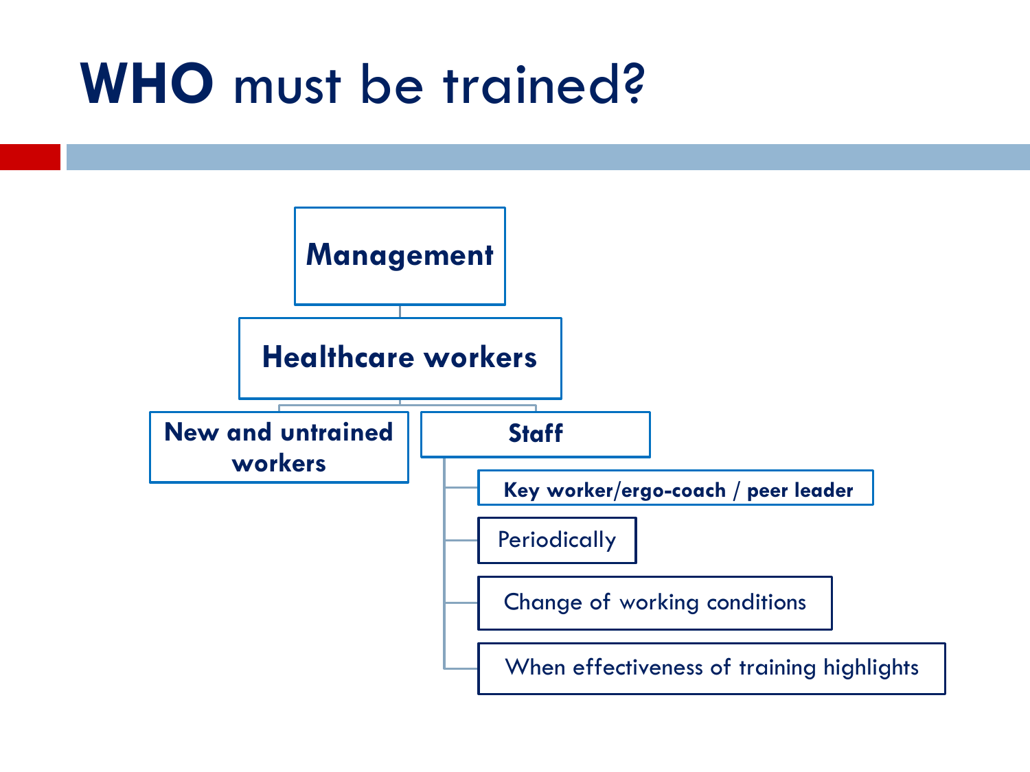# **WHO** must be trained?

- **Management**
  - **Healthcare workers**
    - **New and untrained workers**
    - **Staff**
      - **Key worker/ergo-coach / peer leader**
      - Periodically
      - Change of working conditions
      - When effectiveness of training highlights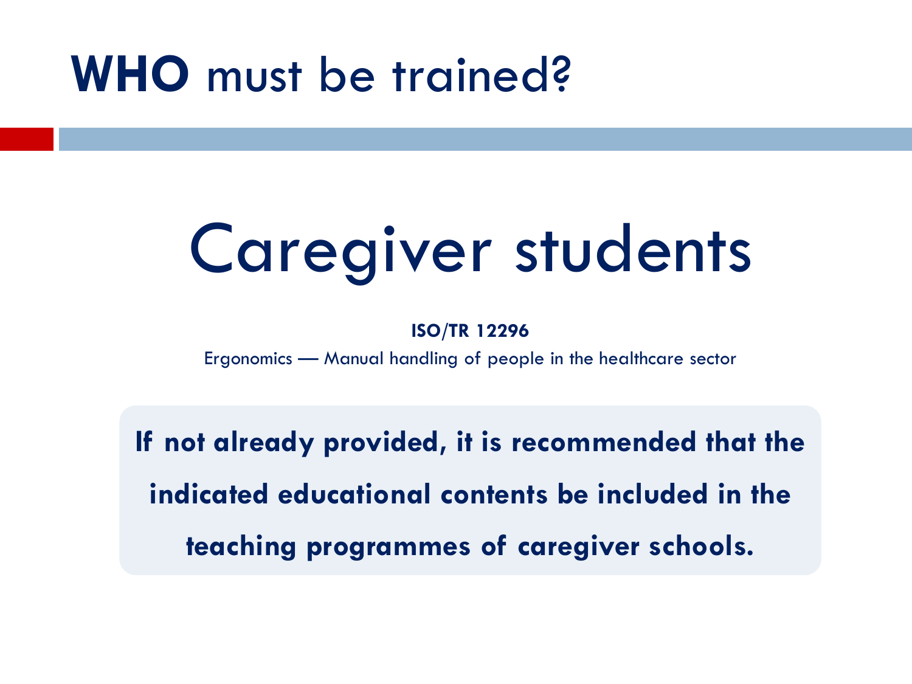# **WHO** must be trained?

## Caregiver students

**ISO/TR 12296**

Ergonomics — Manual handling of people in the healthcare sector

**If not already provided, it is recommended that the indicated educational contents be included in the teaching programmes of caregiver schools.**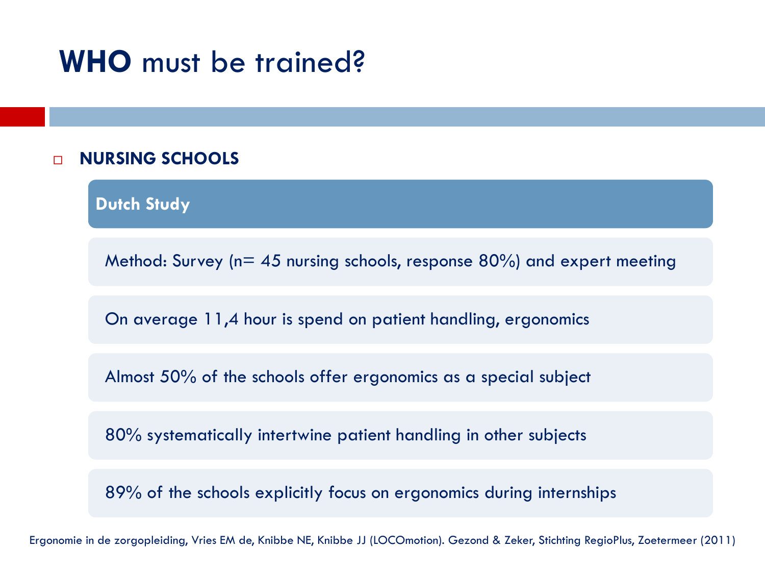# **WHO** must be trained?

- **NURSING SCHOOLS**

**Dutch Study**

Method: Survey (n= 45 nursing schools, response 80%) and expert meeting

On average 11,4 hour is spend on patient handling, ergonomics

Almost 50% of the schools offer ergonomics as a special subject

80% systematically intertwine patient handling in other subjects

89% of the schools explicitly focus on ergonomics during internships

Ergonomie in de zorgopleiding, Vries EM de, Knibbe NE, Knibbe JJ (LOCOmotion). Gezond & Zeker, Stichting RegioPlus, Zoetermeer (2011)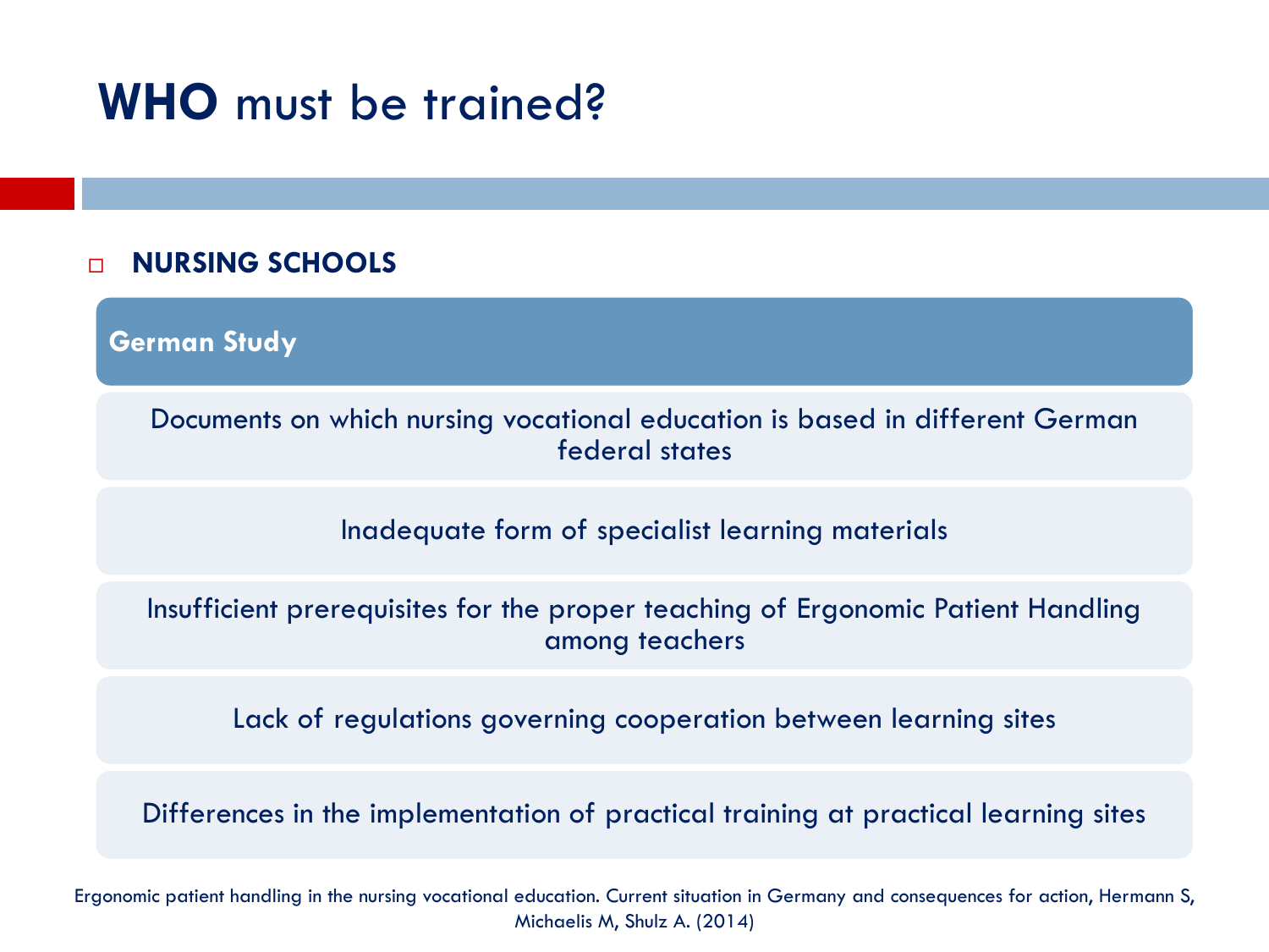# **WHO** must be trained?

- **NURSING SCHOOLS**

**German Study**

Documents on which nursing vocational education is based in different German federal states

Inadequate form of specialist learning materials

Insufficient prerequisites for the proper teaching of Ergonomic Patient Handling among teachers

Lack of regulations governing cooperation between learning sites

Differences in the implementation of practical training at practical learning sites

Ergonomic patient handling in the nursing vocational education. Current situation in Germany and consequences for action, Hermann S, Michaelis M, Shulz A. (2014)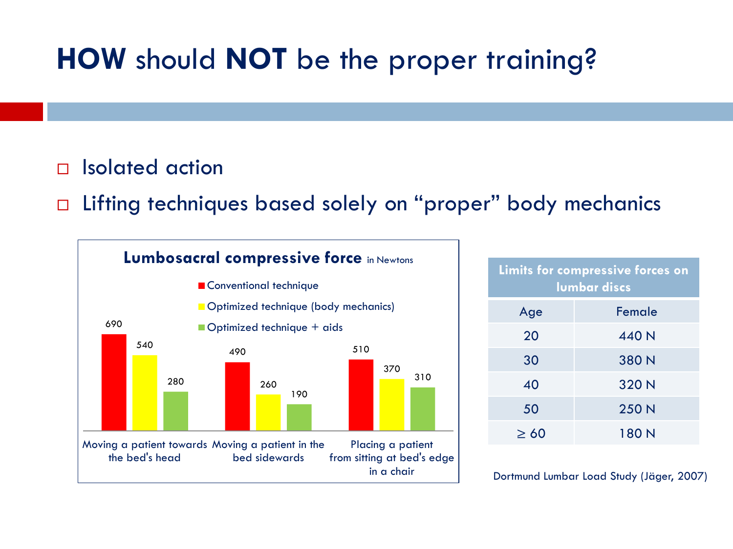# **HOW** should **NOT** be the proper training?

- Isolated action
- Lifting techniques based solely on "proper" body mechanics

**Lumbosacral compressive force** in Newtons

| | Conventional technique | Optimized technique (body mechanics) | Optimized technique + aids |
|---|---|---|---|
| Moving a patient towards the bed's head | 690 | 540 | 280 |
| Moving a patient in the bed sidewards | 490 | 260 | 190 |
| Placing a patient from sitting at bed's edge in a chair | 510 | 370 | 310 |

| **Limits for compressive forces on lumbar discs** | |
|---|---|
| Age | Female |
| 20 | 440 N |
| 30 | 380 N |
| 40 | 320 N |
| 50 | 250 N |
| $\geq 60$ | 180 N |

Dortmund Lumbar Load Study (Jäger, 2007)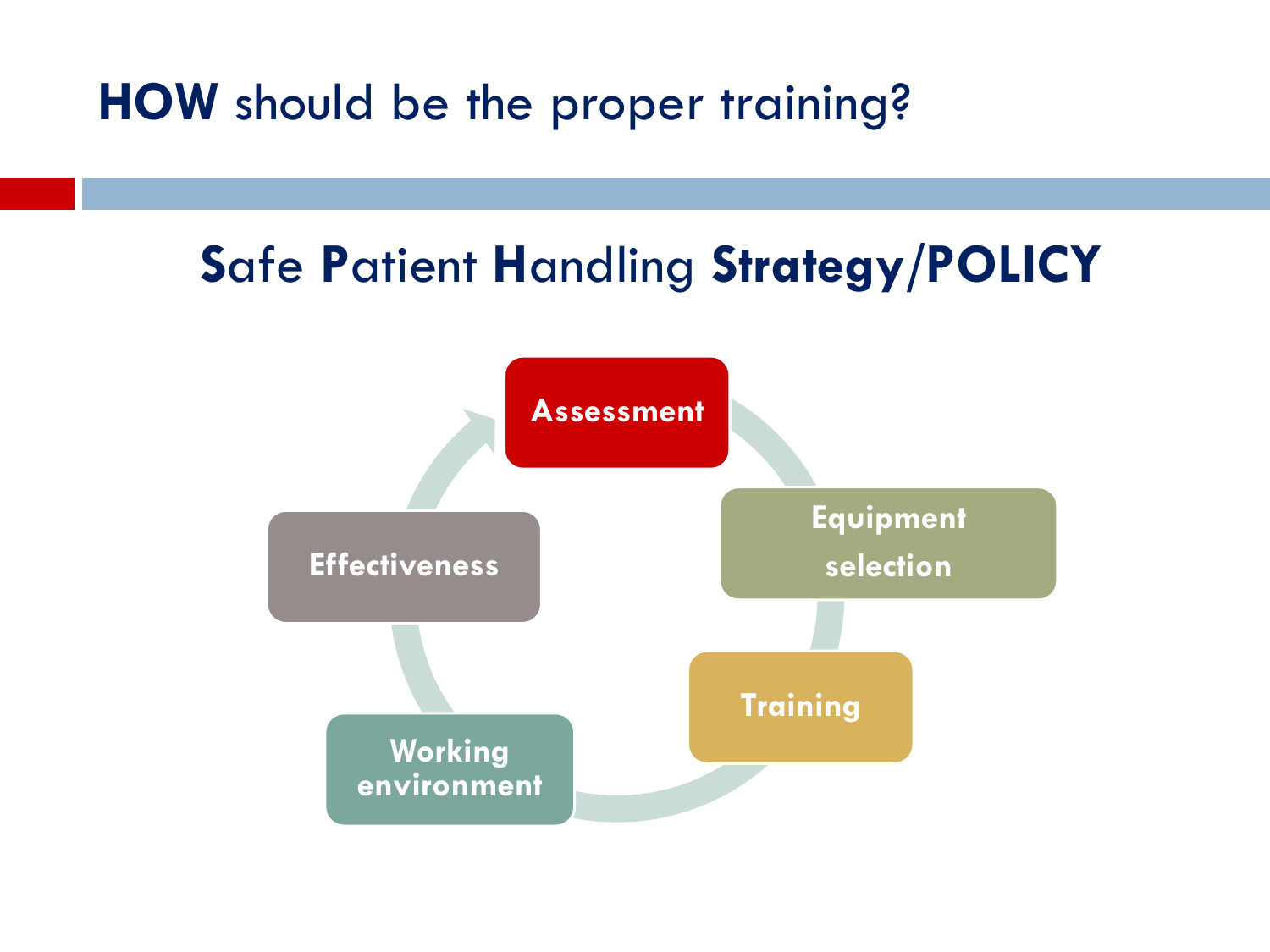# **HOW** should be the proper training?

## **S**afe **P**atient **H**andling **Strategy/POLICY**

- Assessment
- Equipment selection
- Training
- Working environment
- Effectiveness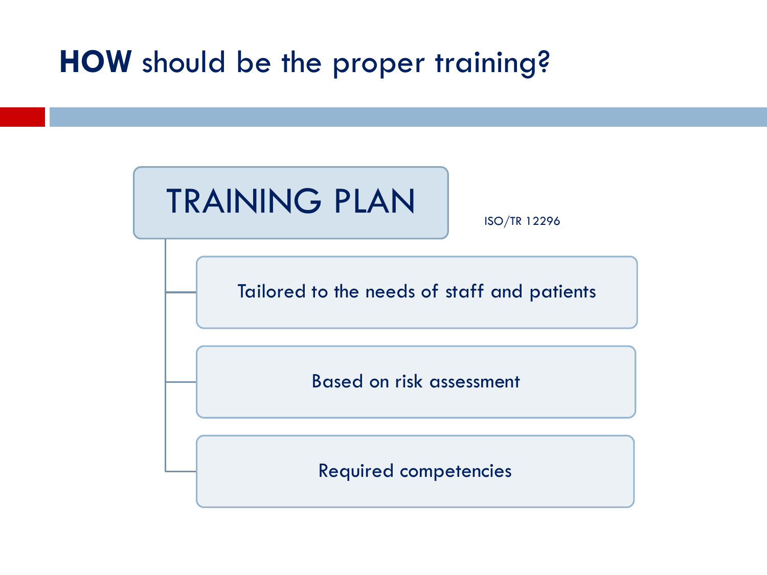# **HOW** should be the proper training?

## TRAINING PLAN

ISO/TR 12296

- Tailored to the needs of staff and patients
- Based on risk assessment
- Required competencies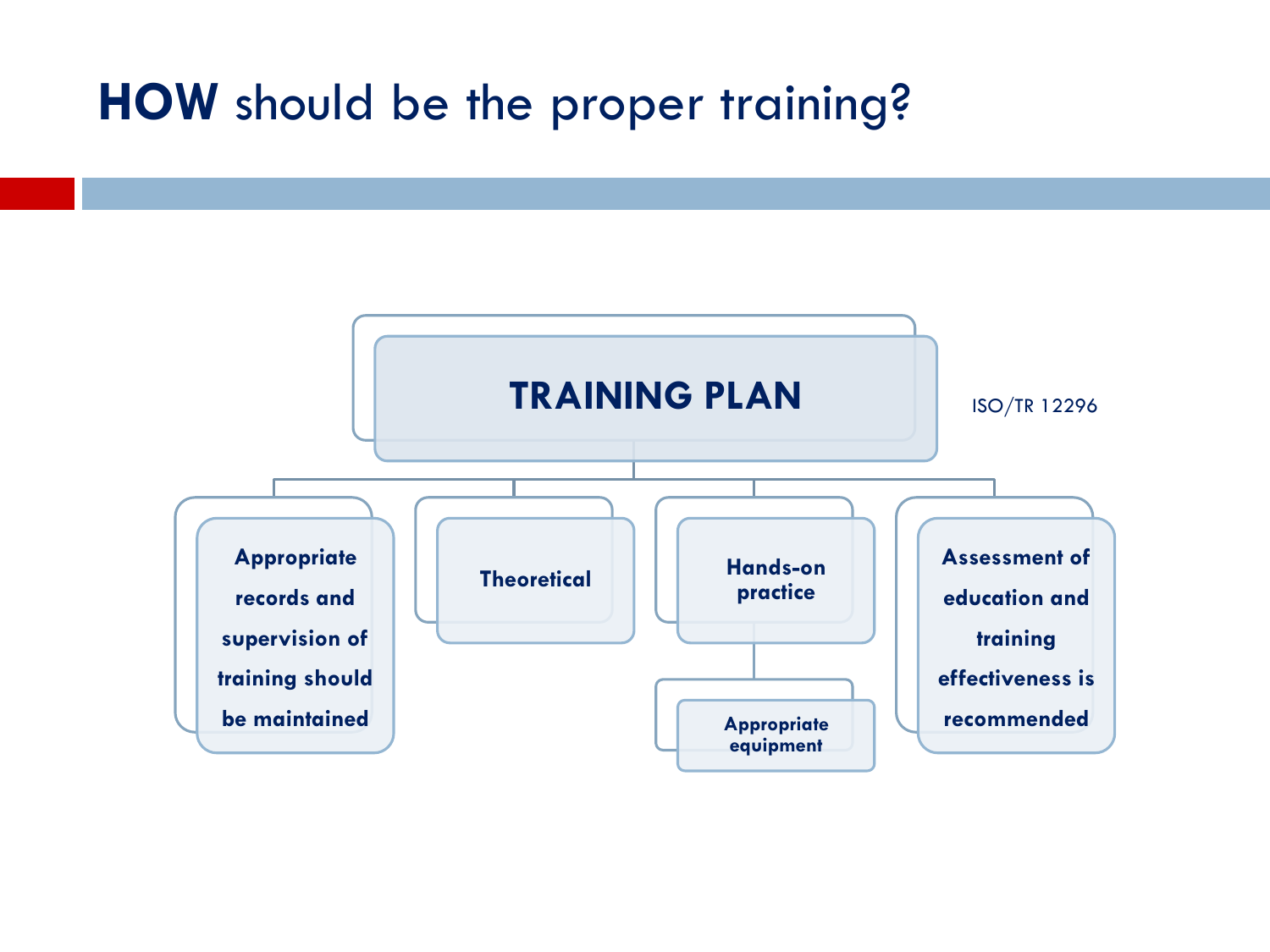# **HOW** should be the proper training?

**TRAINING PLAN**

ISO/TR 12296

- **Appropriate records and supervision of training should be maintained**
- **Theoretical**
- **Hands-on practice**
  - **Appropriate equipment**
- **Assessment of education and training effectiveness is recommended**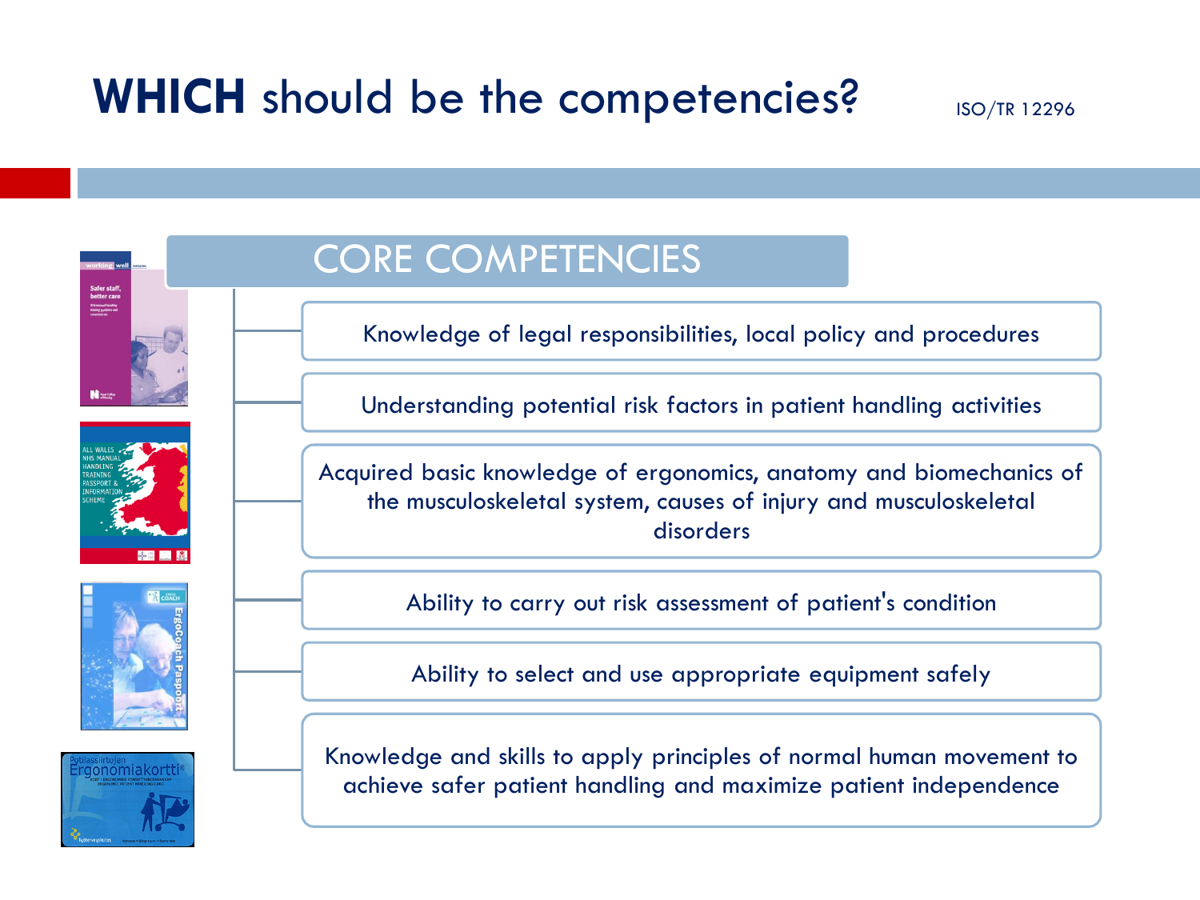# **WHICH** should be the competencies?

ISO/TR 12296

## CORE COMPETENCIES

- Knowledge of legal responsibilities, local policy and procedures
- Understanding potential risk factors in patient handling activities
- Acquired basic knowledge of ergonomics, anatomy and biomechanics of the musculoskeletal system, causes of injury and musculoskeletal disorders
- Ability to carry out risk assessment of patient's condition
- Ability to select and use appropriate equipment safely
- Knowledge and skills to apply principles of normal human movement to achieve safer patient handling and maximize patient independence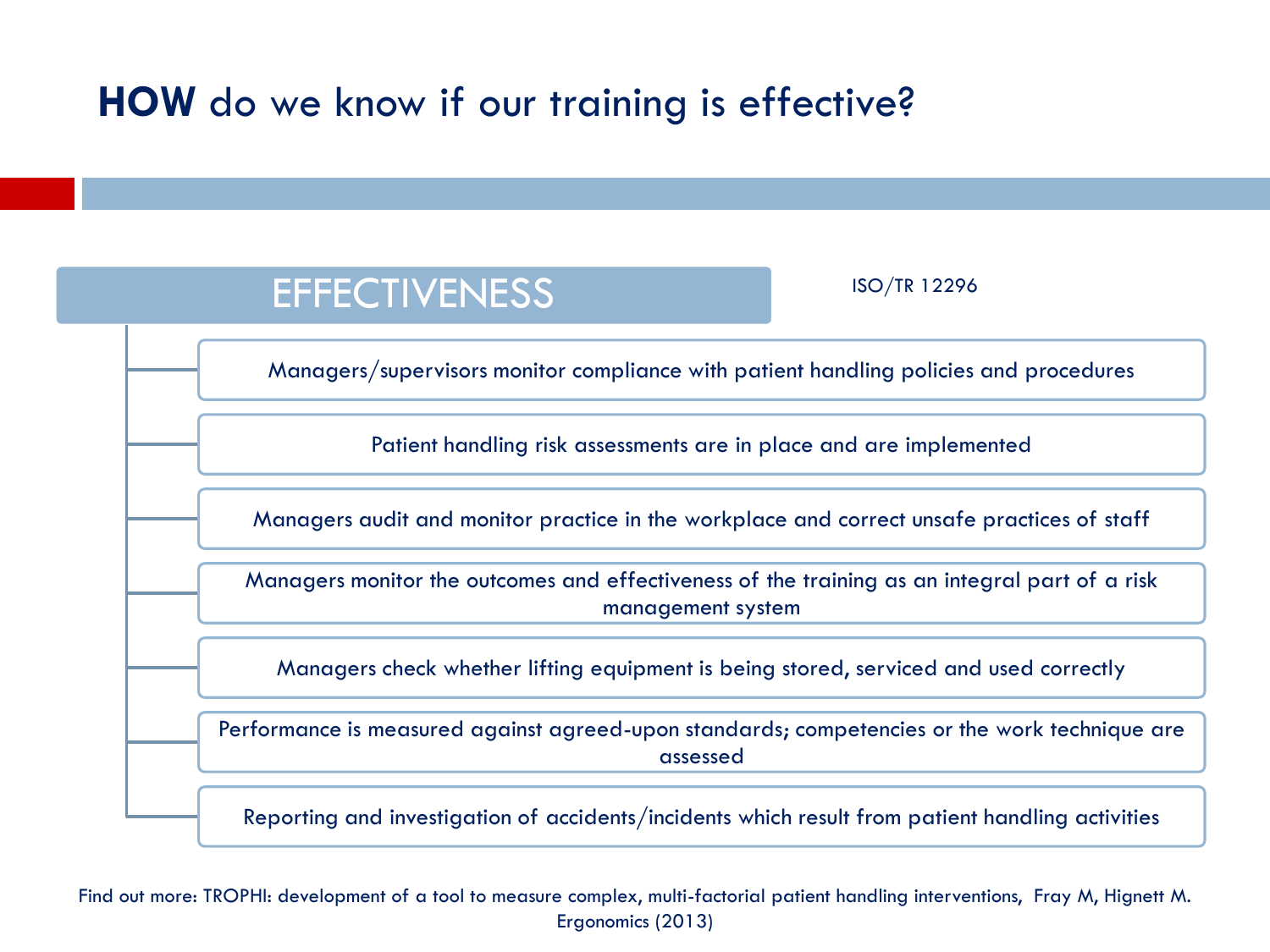# **HOW** do we know if our training is effective?

## EFFECTIVENESS

ISO/TR 12296

- Managers/supervisors monitor compliance with patient handling policies and procedures
- Patient handling risk assessments are in place and are implemented
- Managers audit and monitor practice in the workplace and correct unsafe practices of staff
- Managers monitor the outcomes and effectiveness of the training as an integral part of a risk management system
- Managers check whether lifting equipment is being stored, serviced and used correctly
- Performance is measured against agreed-upon standards; competencies or the work technique are assessed
- Reporting and investigation of accidents/incidents which result from patient handling activities

Find out more: TROPHI: development of a tool to measure complex, multi-factorial patient handling interventions, Fray M, Hignett M. Ergonomics (2013)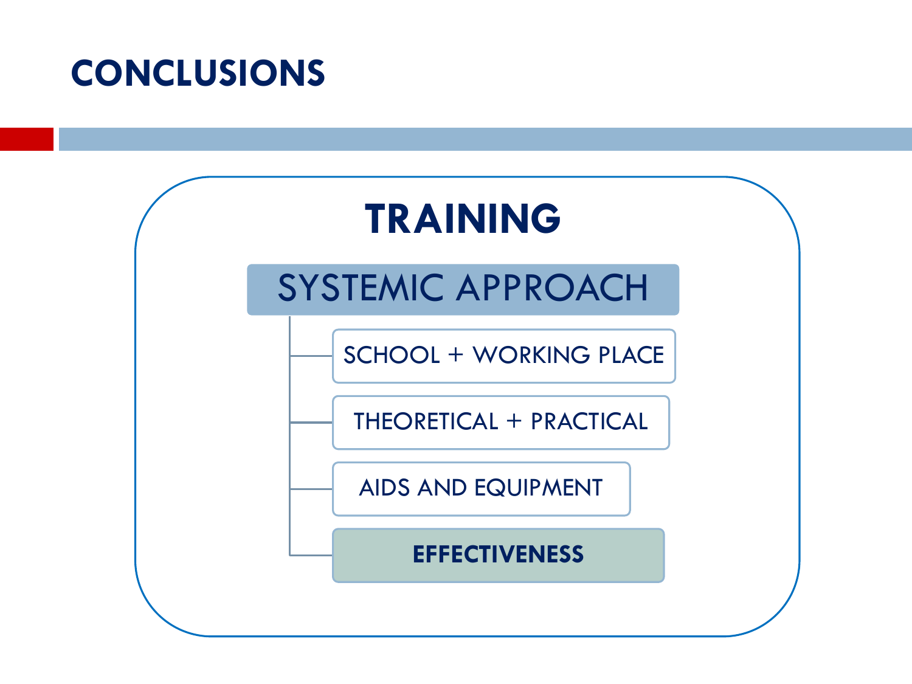# CONCLUSIONS

## TRAINING

### SYSTEMIC APPROACH

- SCHOOL + WORKING PLACE
- THEORETICAL + PRACTICAL
- AIDS AND EQUIPMENT
- **EFFECTIVENESS**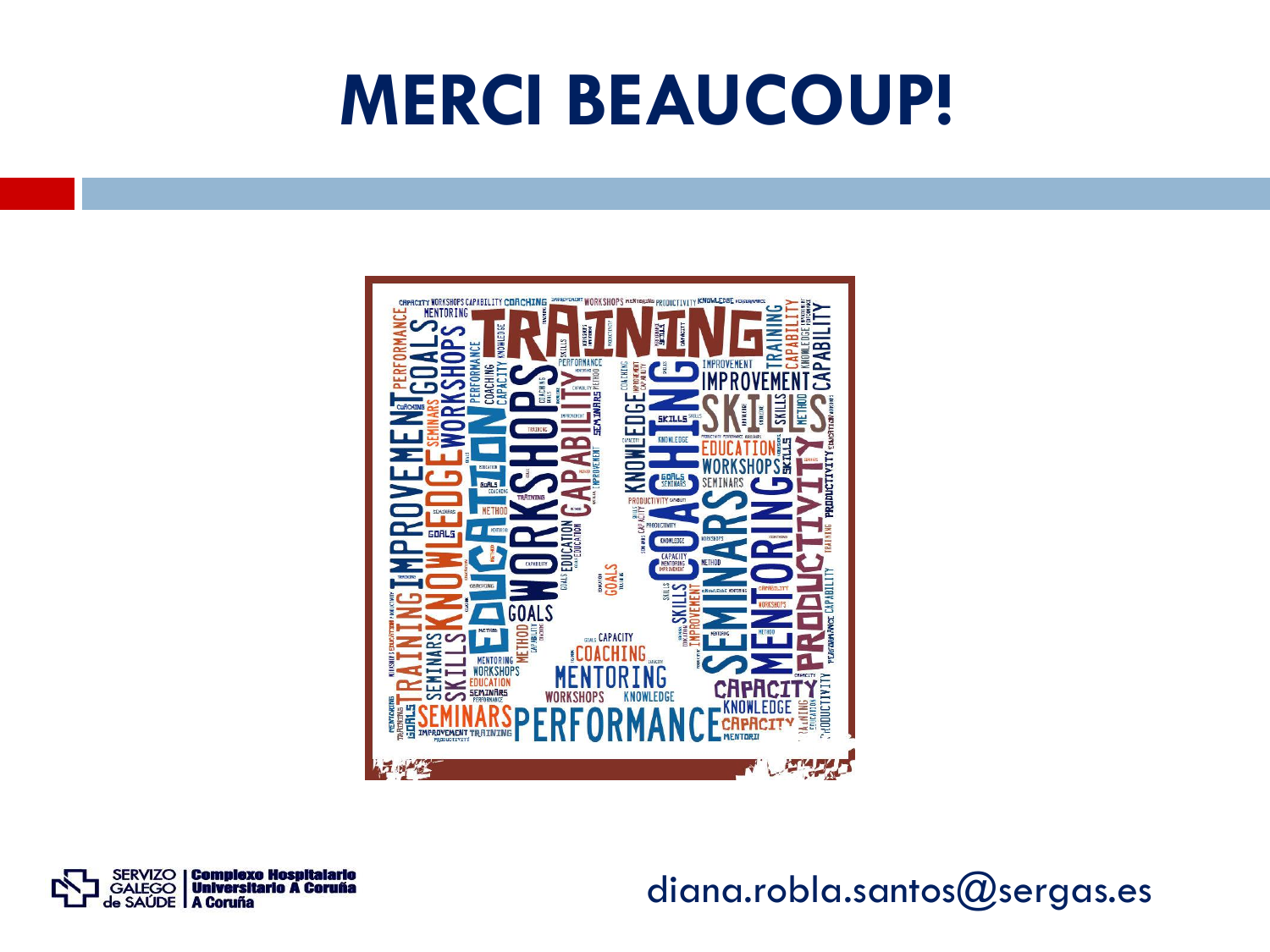# MERCI BEAUCOUP!

diana.robla.santos@sergas.es